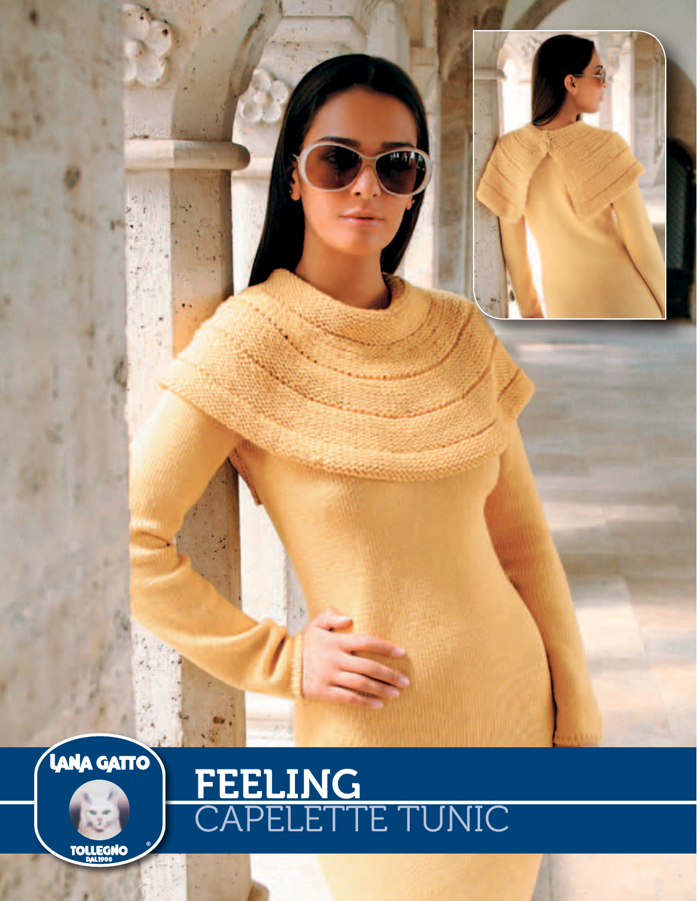LANA GATTO

TOLLEGNO DAL 1900

# FEELING
## CAPELETTE TUNIC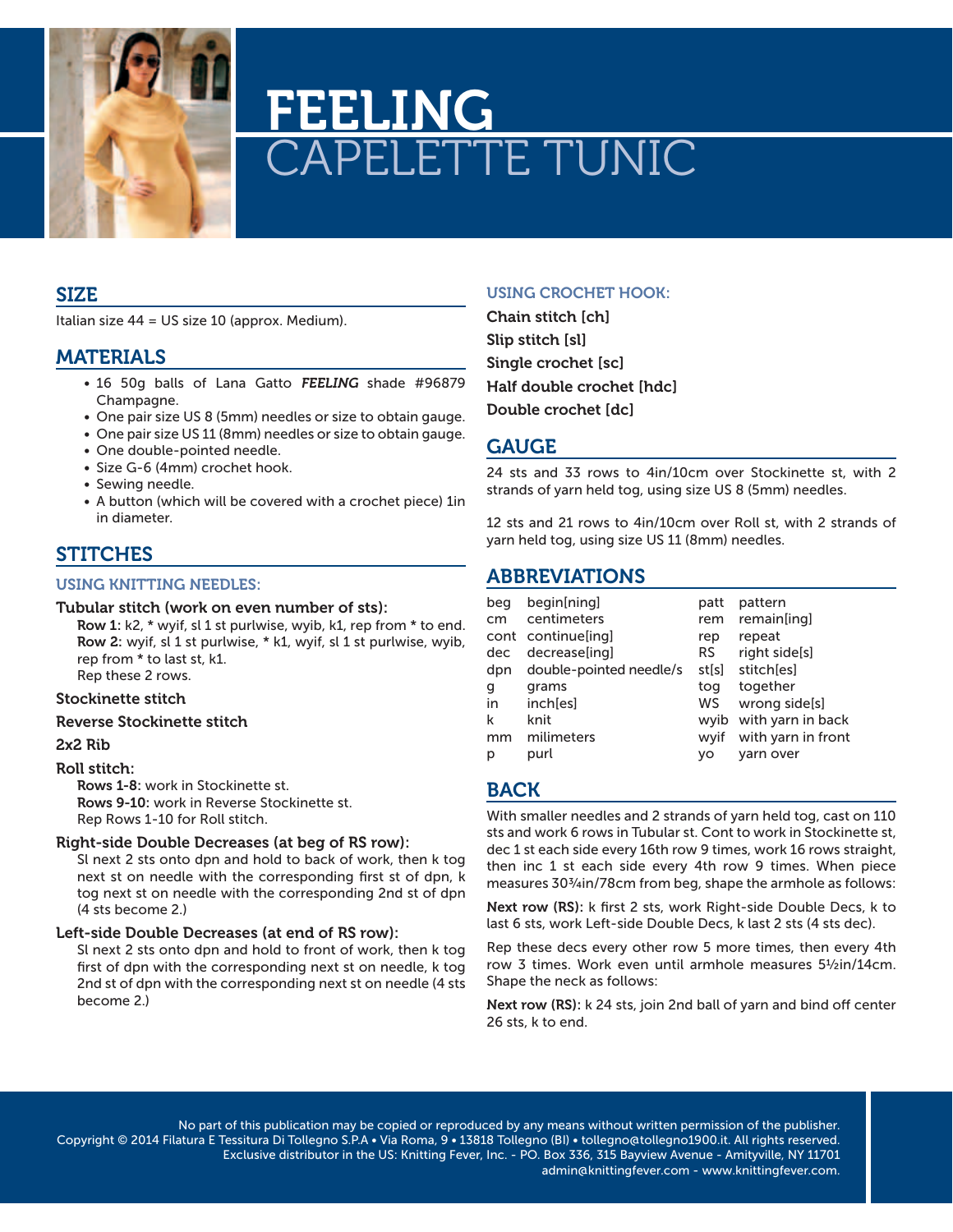# FEELING
## CAPELETTE TUNIC

## SIZE

Italian size 44 = US size 10 (approx. Medium).

## MATERIALS

- 16 50g balls of Lana Gatto ***FEELING*** shade #96879 Champagne.
- One pair size US 8 (5mm) needles or size to obtain gauge.
- One pair size US 11 (8mm) needles or size to obtain gauge.
- One double-pointed needle.
- Size G-6 (4mm) crochet hook.
- Sewing needle.
- A button (which will be covered with a crochet piece) 1in in diameter.

## STITCHES

### USING KNITTING NEEDLES:

**Tubular stitch (work on even number of sts):**
**Row 1:** k2, * wyif, sl 1 st purlwise, wyib, k1, rep from * to end.
**Row 2:** wyif, sl 1 st purlwise, * k1, wyif, sl 1 st purlwise, wyib, rep from * to last st, k1.
Rep these 2 rows.

**Stockinette stitch**

**Reverse Stockinette stitch**

**2x2 Rib**

**Roll stitch:**
**Rows 1-8:** work in Stockinette st.
**Rows 9-10:** work in Reverse Stockinette st.
Rep Rows 1-10 for Roll stitch.

**Right-side Double Decreases (at beg of RS row):**
Sl next 2 sts onto dpn and hold to back of work, then k tog next st on needle with the corresponding first st of dpn, k tog next st on needle with the corresponding 2nd st of dpn (4 sts become 2.)

**Left-side Double Decreases (at end of RS row):**
Sl next 2 sts onto dpn and hold to front of work, then k tog first of dpn with the corresponding next st on needle, k tog 2nd st of dpn with the corresponding next st on needle (4 sts become 2.)

### USING CROCHET HOOK:

**Chain stitch [ch]**

**Slip stitch [sl]**

**Single crochet [sc]**

**Half double crochet [hdc]**

**Double crochet [dc]**

## GAUGE

24 sts and 33 rows to 4in/10cm over Stockinette st, with 2 strands of yarn held tog, using size US 8 (5mm) needles.

12 sts and 21 rows to 4in/10cm over Roll st, with 2 strands of yarn held tog, using size US 11 (8mm) needles.

## ABBREVIATIONS

| | | | |
|---|---|---|---|
| beg | begin[ning] | patt | pattern |
| cm | centimeters | rem | remain[ing] |
| cont | continue[ing] | rep | repeat |
| dec | decrease[ing] | RS | right side[s] |
| dpn | double-pointed needle/s | st[s] | stitch[es] |
| g | grams | tog | together |
| in | inch[es] | WS | wrong side[s] |
| k | knit | wyib | with yarn in back |
| mm | milimeters | wyif | with yarn in front |
| p | purl | yo | yarn over |

## BACK

With smaller needles and 2 strands of yarn held tog, cast on 110 sts and work 6 rows in Tubular st. Cont to work in Stockinette st, dec 1 st each side every 16th row 9 times, work 16 rows straight, then inc 1 st each side every 4th row 9 times. When piece measures 30¾in/78cm from beg, shape the armhole as follows:

**Next row (RS):** k first 2 sts, work Right-side Double Decs, k to last 6 sts, work Left-side Double Decs, k last 2 sts (4 sts dec).

Rep these decs every other row 5 more times, then every 4th row 3 times. Work even until armhole measures 5½in/14cm. Shape the neck as follows:

**Next row (RS):** k 24 sts, join 2nd ball of yarn and bind off center 26 sts, k to end.

No part of this publication may be copied or reproduced by any means without written permission of the publisher.
Copyright © 2014 Filatura E Tessitura Di Tollegno S.P.A • Via Roma, 9 • 13818 Tollegno (BI) • tollegno@tollegno1900.it. All rights reserved.
Exclusive distributor in the US: Knitting Fever, Inc. - PO. Box 336, 315 Bayview Avenue - Amityville, NY 11701
admin@knittingfever.com - www.knittingfever.com.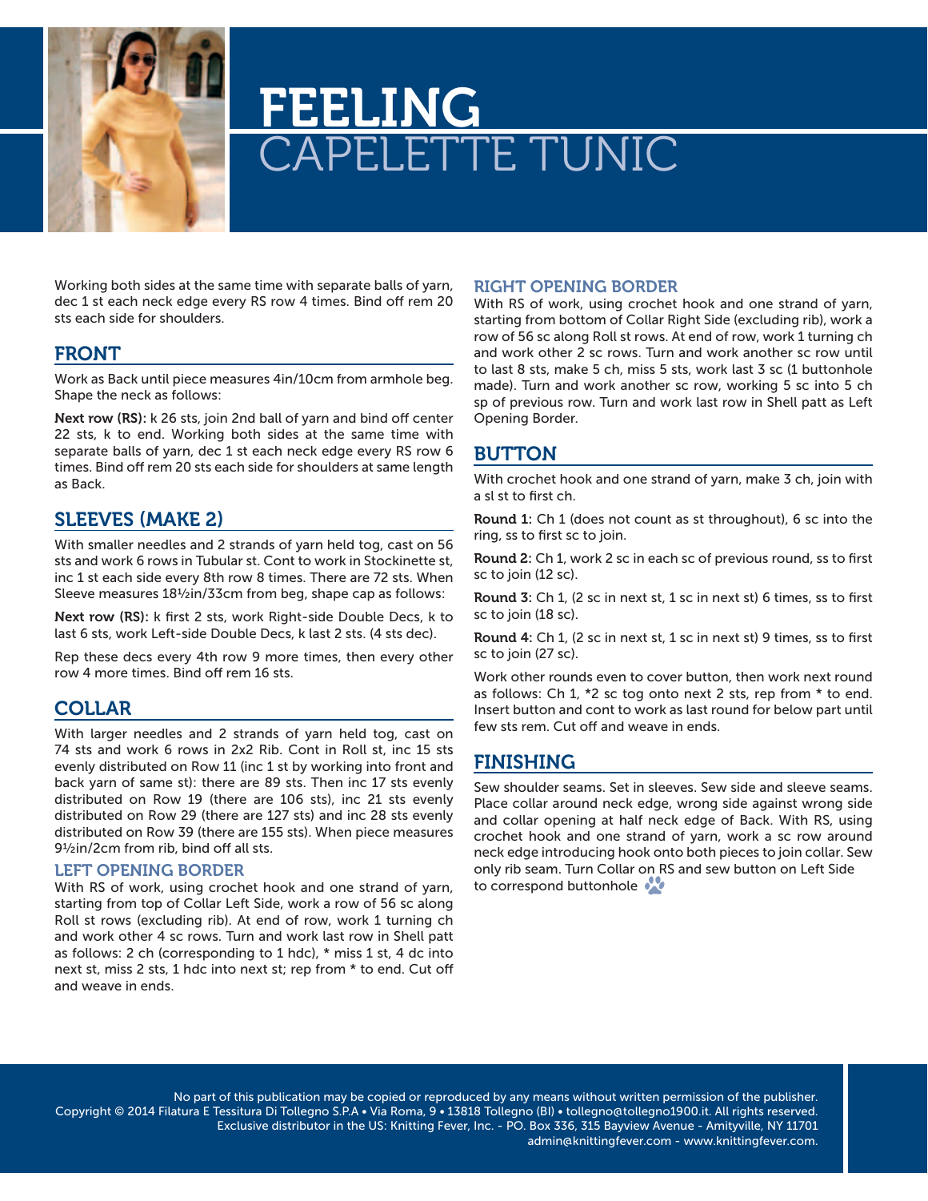// FEELING
# CAPELETTE TUNIC

Working both sides at the same time with separate balls of yarn, dec 1 st each neck edge every RS row 4 times. Bind off rem 20 sts each side for shoulders.

## FRONT

Work as Back until piece measures 4in/10cm from armhole beg. Shape the neck as follows:

**Next row (RS):** k 26 sts, join 2nd ball of yarn and bind off center 22 sts, k to end. Working both sides at the same time with separate balls of yarn, dec 1 st each neck edge every RS row 6 times. Bind off rem 20 sts each side for shoulders at same length as Back.

## SLEEVES (MAKE 2)

With smaller needles and 2 strands of yarn held tog, cast on 56 sts and work 6 rows in Tubular st. Cont to work in Stockinette st, inc 1 st each side every 8th row 8 times. There are 72 sts. When Sleeve measures 18½in/33cm from beg, shape cap as follows:

**Next row (RS):** k first 2 sts, work Right-side Double Decs, k to last 6 sts, work Left-side Double Decs, k last 2 sts. (4 sts dec).

Rep these decs every 4th row 9 more times, then every other row 4 more times. Bind off rem 16 sts.

## COLLAR

With larger needles and 2 strands of yarn held tog, cast on 74 sts and work 6 rows in 2x2 Rib. Cont in Roll st, inc 15 sts evenly distributed on Row 11 (inc 1 st by working into front and back yarn of same st): there are 89 sts. Then inc 17 sts evenly distributed on Row 19 (there are 106 sts), inc 21 sts evenly distributed on Row 29 (there are 127 sts) and inc 28 sts evenly distributed on Row 39 (there are 155 sts). When piece measures 9½in/2cm from rib, bind off all sts.

### LEFT OPENING BORDER

With RS of work, using crochet hook and one strand of yarn, starting from top of Collar Left Side, work a row of 56 sc along Roll st rows (excluding rib). At end of row, work 1 turning ch and work other 4 sc rows. Turn and work last row in Shell patt as follows: 2 ch (corresponding to 1 hdc), * miss 1 st, 4 dc into next st, miss 2 sts, 1 hdc into next st; rep from * to end. Cut off and weave in ends.

### RIGHT OPENING BORDER

With RS of work, using crochet hook and one strand of yarn, starting from bottom of Collar Right Side (excluding rib), work a row of 56 sc along Roll st rows. At end of row, work 1 turning ch and work other 2 sc rows. Turn and work another sc row until to last 8 sts, make 5 ch, miss 5 sts, work last 3 sc (1 buttonhole made). Turn and work another sc row, working 5 sc into 5 ch sp of previous row. Turn and work last row in Shell patt as Left Opening Border.

## BUTTON

With crochet hook and one strand of yarn, make 3 ch, join with a sl st to first ch.

**Round 1:** Ch 1 (does not count as st throughout), 6 sc into the ring, ss to first sc to join.

**Round 2:** Ch 1, work 2 sc in each sc of previous round, ss to first sc to join (12 sc).

**Round 3:** Ch 1, (2 sc in next st, 1 sc in next st) 6 times, ss to first sc to join (18 sc).

**Round 4:** Ch 1, (2 sc in next st, 1 sc in next st) 9 times, ss to first sc to join (27 sc).

Work other rounds even to cover button, then work next round as follows: Ch 1, *2 sc tog onto next 2 sts, rep from * to end. Insert button and cont to work as last round for below part until few sts rem. Cut off and weave in ends.

## FINISHING

Sew shoulder seams. Set in sleeves. Sew side and sleeve seams. Place collar around neck edge, wrong side against wrong side and collar opening at half neck edge of Back. With RS, using crochet hook and one strand of yarn, work a sc row around neck edge introducing hook onto both pieces to join collar. Sew only rib seam. Turn Collar on RS and sew button on Left Side to correspond buttonhole

No part of this publication may be copied or reproduced by any means without written permission of the publisher.
Copyright © 2014 Filatura E Tessitura Di Tollegno S.P.A • Via Roma, 9 • 13818 Tollegno (BI) • tollegno@tollegno1900.it. All rights reserved.
Exclusive distributor in the US: Knitting Fever, Inc. - PO. Box 336, 315 Bayview Avenue - Amityville, NY 11701
admin@knittingfever.com - www.knittingfever.com.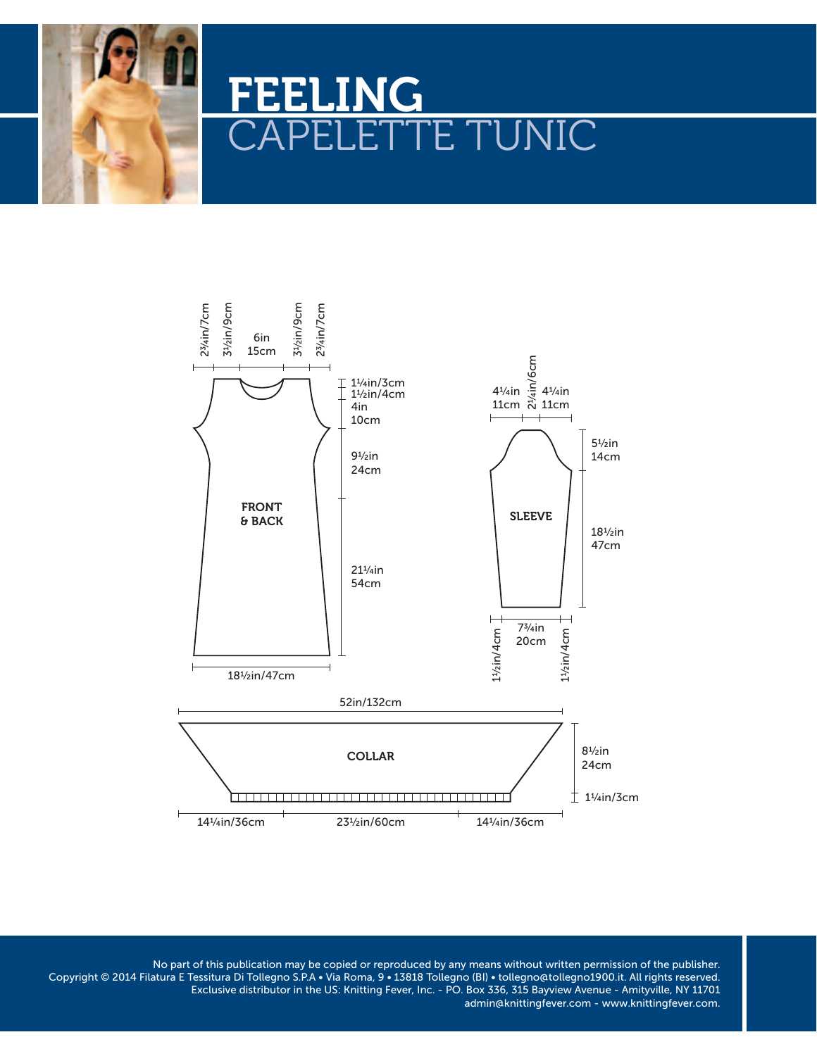# FEELING
## CAPELETTE TUNIC

2¾in/7cm
3½in/9cm
6in
15cm
3½in/9cm
2¾in/7cm

1¼in/3cm
1½in/4cm
4in
10cm
9½in
24cm

FRONT
& BACK

21¼in
54cm

18½in/47cm

4¼in
11cm
2¼in/6cm
4¼in
11cm

5½in
14cm

SLEEVE

18½in
47cm

1½in/4cm
7¾in
20cm
1½in/4cm

52in/132cm

COLLAR

8½in
24cm
1¼in/3cm

14¼in/36cm
23½in/60cm
14¼in/36cm

No part of this publication may be copied or reproduced by any means without written permission of the publisher.
Copyright © 2014 Filatura E Tessitura Di Tollegno S.P.A • Via Roma, 9 • 13818 Tollegno (BI) • tollegno@tollegno1900.it. All rights reserved.
Exclusive distributor in the US: Knitting Fever, Inc. - PO. Box 336, 315 Bayview Avenue - Amityville, NY 11701
admin@knittingfever.com - www.knittingfever.com.